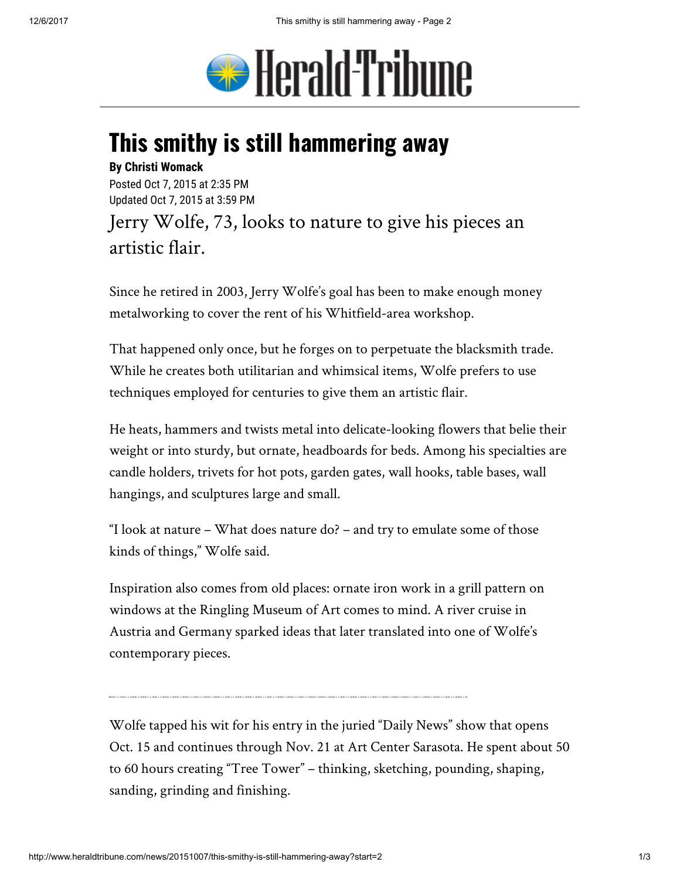# This smithy is still hammering away

**By Christi Womack**

Posted Oct 7, 2015 at 2:35 PM
Updated Oct 7, 2015 at 3:59 PM

Jerry Wolfe, 73, looks to nature to give his pieces an artistic flair.

Since he retired in 2003, Jerry Wolfe's goal has been to make enough money metalworking to cover the rent of his Whitfield-area workshop.

That happened only once, but he forges on to perpetuate the blacksmith trade. While he creates both utilitarian and whimsical items, Wolfe prefers to use techniques employed for centuries to give them an artistic flair.

He heats, hammers and twists metal into delicate-looking flowers that belie their weight or into sturdy, but ornate, headboards for beds. Among his specialties are candle holders, trivets for hot pots, garden gates, wall hooks, table bases, wall hangings, and sculptures large and small.

"I look at nature – What does nature do? – and try to emulate some of those kinds of things," Wolfe said.

Inspiration also comes from old places: ornate iron work in a grill pattern on windows at the Ringling Museum of Art comes to mind. A river cruise in Austria and Germany sparked ideas that later translated into one of Wolfe's contemporary pieces.

---

Wolfe tapped his wit for his entry in the juried "Daily News" show that opens Oct. 15 and continues through Nov. 21 at Art Center Sarasota. He spent about 50 to 60 hours creating "Tree Tower" – thinking, sketching, pounding, shaping, sanding, grinding and finishing.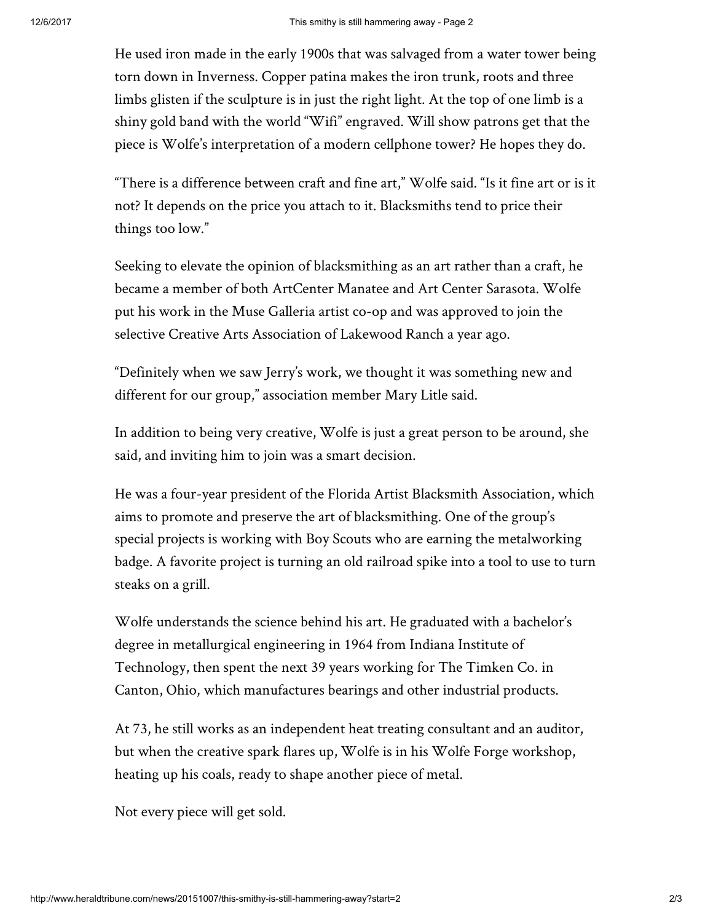He used iron made in the early 1900s that was salvaged from a water tower being torn down in Inverness. Copper patina makes the iron trunk, roots and three limbs glisten if the sculpture is in just the right light. At the top of one limb is a shiny gold band with the world "Wifi" engraved. Will show patrons get that the piece is Wolfe's interpretation of a modern cellphone tower? He hopes they do.

"There is a difference between craft and fine art," Wolfe said. "Is it fine art or is it not? It depends on the price you attach to it. Blacksmiths tend to price their things too low."

Seeking to elevate the opinion of blacksmithing as an art rather than a craft, he became a member of both ArtCenter Manatee and Art Center Sarasota. Wolfe put his work in the Muse Galleria artist co-op and was approved to join the selective Creative Arts Association of Lakewood Ranch a year ago.

"Definitely when we saw Jerry's work, we thought it was something new and different for our group," association member Mary Litle said.

In addition to being very creative, Wolfe is just a great person to be around, she said, and inviting him to join was a smart decision.

He was a four-year president of the Florida Artist Blacksmith Association, which aims to promote and preserve the art of blacksmithing. One of the group's special projects is working with Boy Scouts who are earning the metalworking badge. A favorite project is turning an old railroad spike into a tool to use to turn steaks on a grill.

Wolfe understands the science behind his art. He graduated with a bachelor's degree in metallurgical engineering in 1964 from Indiana Institute of Technology, then spent the next 39 years working for The Timken Co. in Canton, Ohio, which manufactures bearings and other industrial products.

At 73, he still works as an independent heat treating consultant and an auditor, but when the creative spark flares up, Wolfe is in his Wolfe Forge workshop, heating up his coals, ready to shape another piece of metal.

Not every piece will get sold.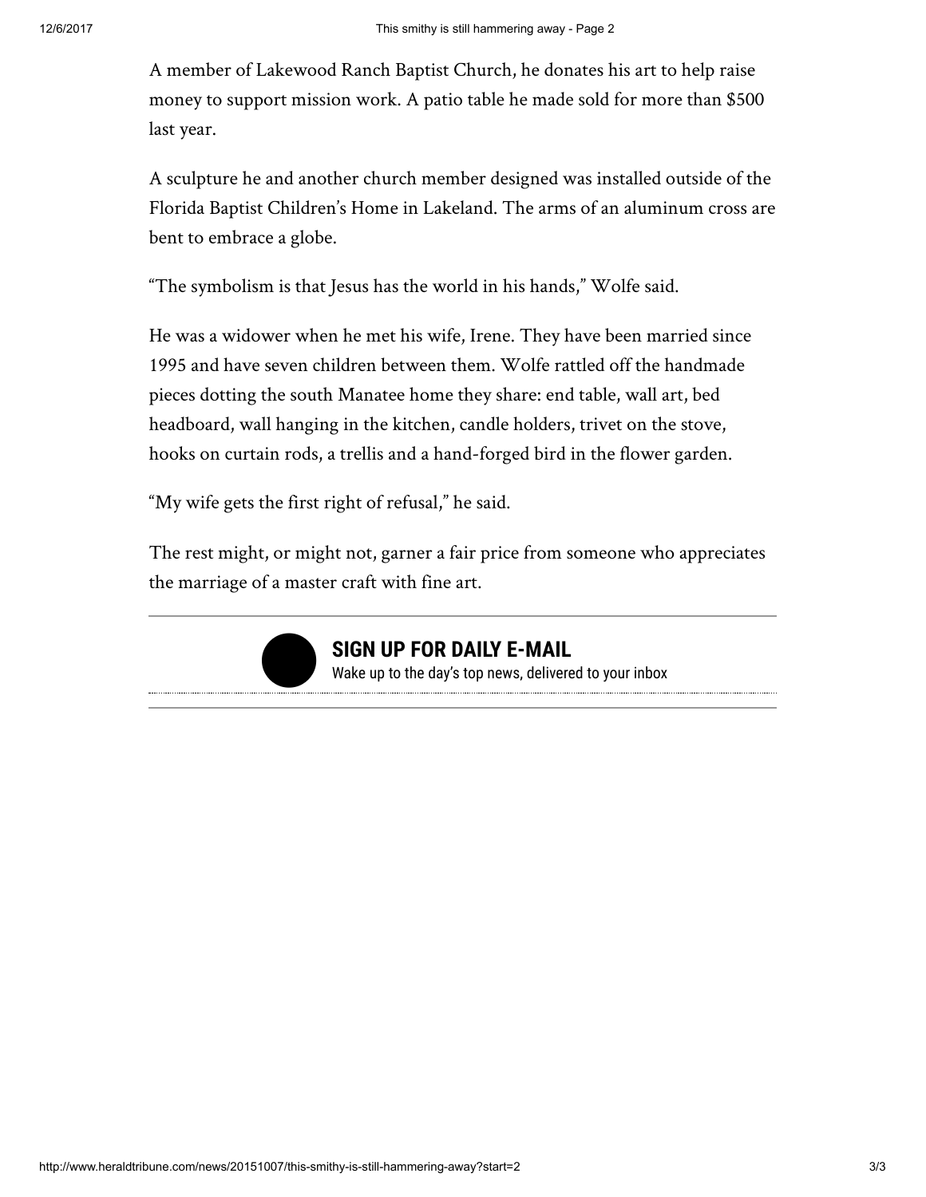A member of Lakewood Ranch Baptist Church, he donates his art to help raise money to support mission work. A patio table he made sold for more than $500 last year.

A sculpture he and another church member designed was installed outside of the Florida Baptist Children's Home in Lakeland. The arms of an aluminum cross are bent to embrace a globe.

"The symbolism is that Jesus has the world in his hands," Wolfe said.

He was a widower when he met his wife, Irene. They have been married since 1995 and have seven children between them. Wolfe rattled off the handmade pieces dotting the south Manatee home they share: end table, wall art, bed headboard, wall hanging in the kitchen, candle holders, trivet on the stove, hooks on curtain rods, a trellis and a hand-forged bird in the flower garden.

"My wife gets the first right of refusal," he said.

The rest might, or might not, garner a fair price from someone who appreciates the marriage of a master craft with fine art.

**SIGN UP FOR DAILY E-MAIL**

Wake up to the day's top news, delivered to your inbox